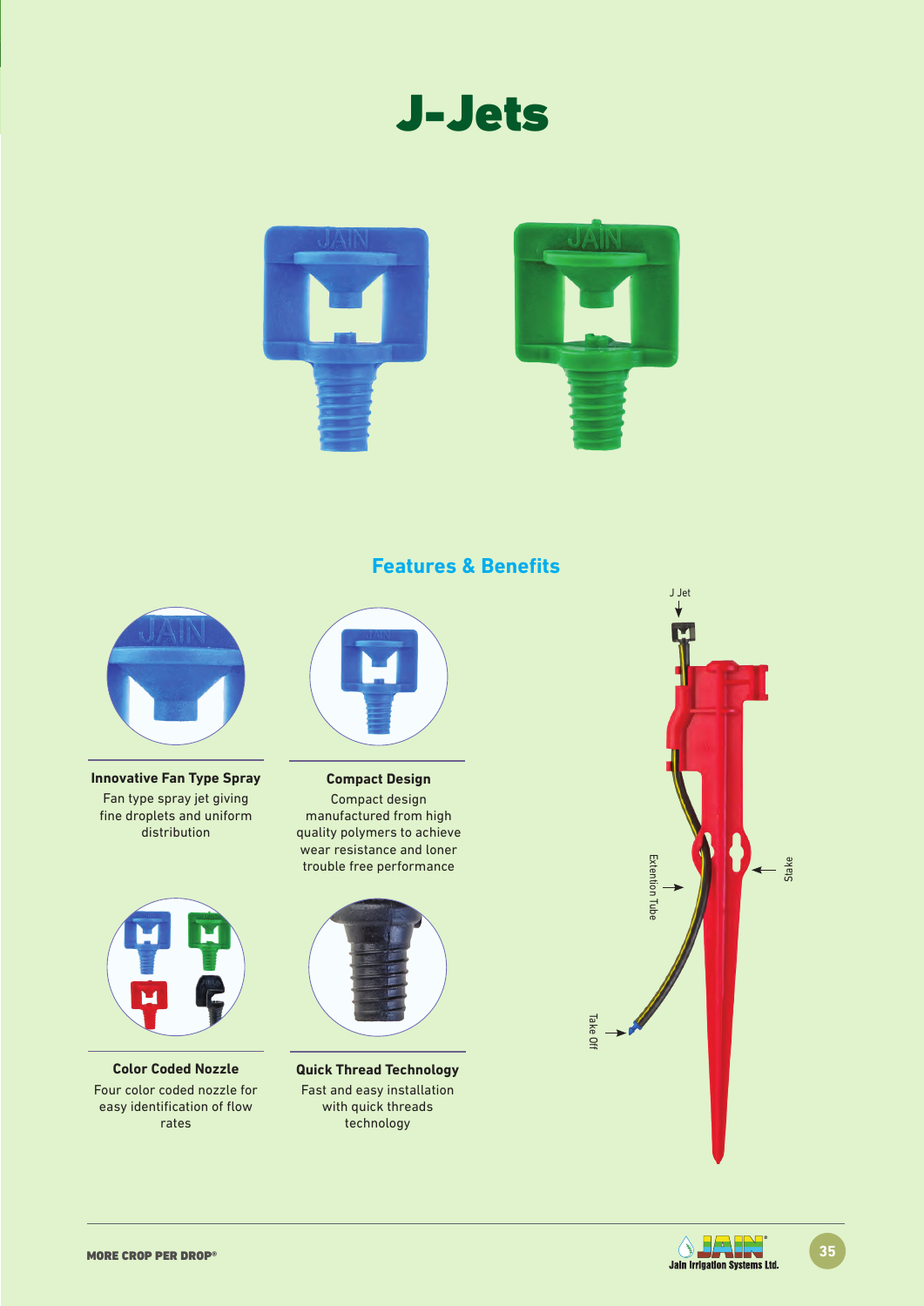# J-Jets

## Features & Benefits

**Innovative Fan Type Spray**
Fan type spray jet giving fine droplets and uniform distribution

**Compact Design**
Compact design manufactured from high quality polymers to achieve wear resistance and loner trouble free performance

**Color Coded Nozzle**
Four color coded nozzle for easy identification of flow rates

**Quick Thread Technology**
Fast and easy installation with quick threads technology

J Jet

Extention Tube

Stake

Take Off

MORE CROP PER DROP®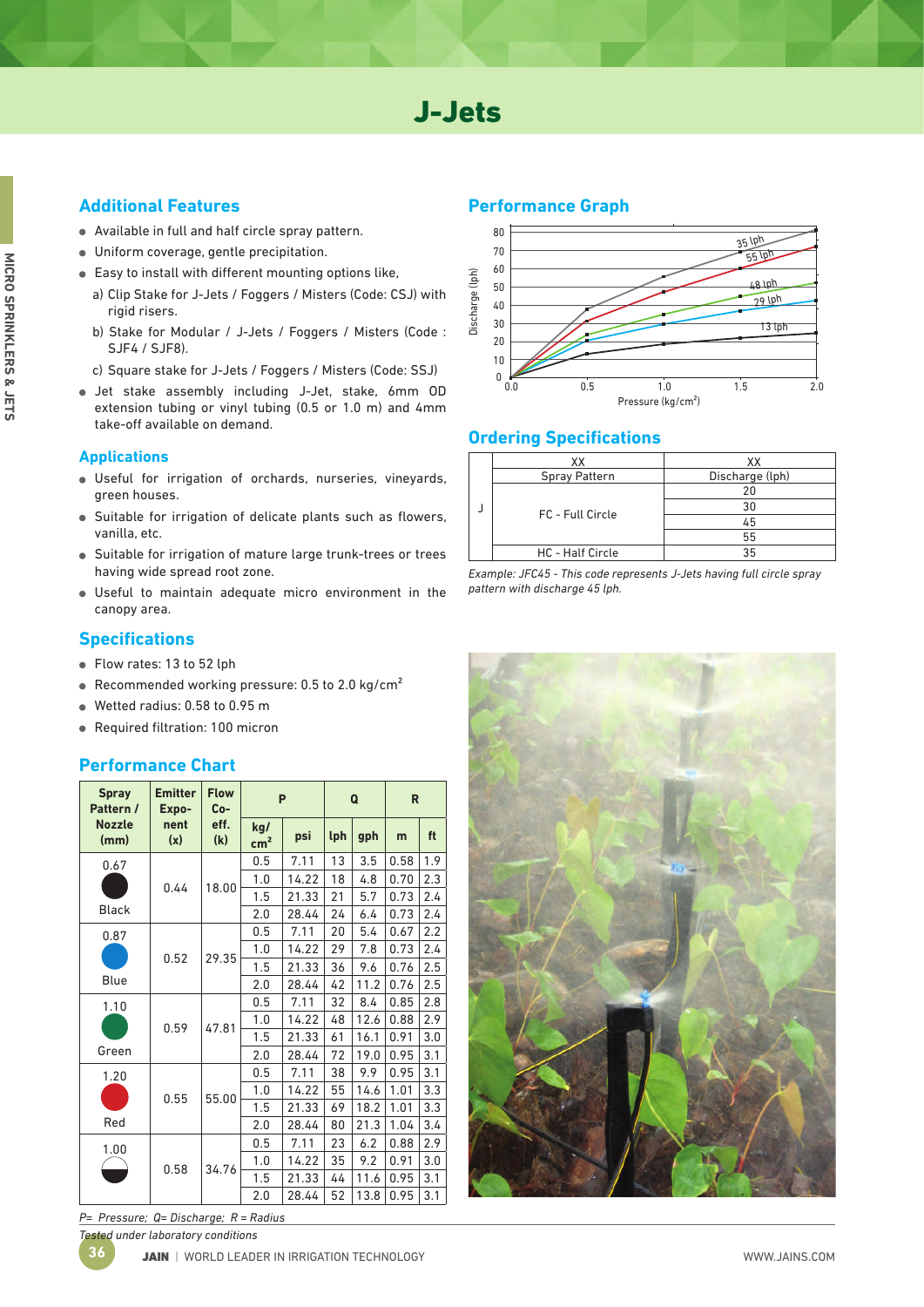# J-Jets

## Additional Features

- Available in full and half circle spray pattern.
- Uniform coverage, gentle precipitation.
- Easy to install with different mounting options like,
  - a) Clip Stake for J-Jets / Foggers / Misters (Code: CSJ) with rigid risers.
  - b) Stake for Modular / J-Jets / Foggers / Misters (Code : SJF4 / SJF8).
  - c) Square stake for J-Jets / Foggers / Misters (Code: SSJ)
- Jet stake assembly including J-Jet, stake, 6mm OD extension tubing or vinyl tubing (0.5 or 1.0 m) and 4mm take-off available on demand.

## Applications

- Useful for irrigation of orchards, nurseries, vineyards, green houses.
- Suitable for irrigation of delicate plants such as flowers, vanilla, etc.
- Suitable for irrigation of mature large trunk-trees or trees having wide spread root zone.
- Useful to maintain adequate micro environment in the canopy area.

## Specifications

- Flow rates: 13 to 52 lph
- Recommended working pressure: 0.5 to 2.0 kg/cm²
- Wetted radius: 0.58 to 0.95 m
- Required filtration: 100 micron

## Performance Chart

| Spray Pattern / Nozzle (mm) | Emitter Exponent (x) | Flow Co-eff. (k) | P | | Q | | R | |
|---|---|---|---|---|---|---|---|---|
| | | | kg/cm² | psi | lph | gph | m | ft |
| 0.67 Black | 0.44 | 18.00 | 0.5 | 7.11 | 13 | 3.5 | 0.58 | 1.9 |
| | | | 1.0 | 14.22 | 18 | 4.8 | 0.70 | 2.3 |
| | | | 1.5 | 21.33 | 21 | 5.7 | 0.73 | 2.4 |
| | | | 2.0 | 28.44 | 24 | 6.4 | 0.73 | 2.4 |
| 0.87 Blue | 0.52 | 29.35 | 0.5 | 7.11 | 20 | 5.4 | 0.67 | 2.2 |
| | | | 1.0 | 14.22 | 29 | 7.8 | 0.73 | 2.4 |
| | | | 1.5 | 21.33 | 36 | 9.6 | 0.76 | 2.5 |
| | | | 2.0 | 28.44 | 42 | 11.2 | 0.76 | 2.5 |
| 1.10 Green | 0.59 | 47.81 | 0.5 | 7.11 | 32 | 8.4 | 0.85 | 2.8 |
| | | | 1.0 | 14.22 | 48 | 12.6 | 0.88 | 2.9 |
| | | | 1.5 | 21.33 | 61 | 16.1 | 0.91 | 3.0 |
| | | | 2.0 | 28.44 | 72 | 19.0 | 0.95 | 3.1 |
| 1.20 Red | 0.55 | 55.00 | 0.5 | 7.11 | 38 | 9.9 | 0.95 | 3.1 |
| | | | 1.0 | 14.22 | 55 | 14.6 | 1.01 | 3.3 |
| | | | 1.5 | 21.33 | 69 | 18.2 | 1.01 | 3.3 |
| | | | 2.0 | 28.44 | 80 | 21.3 | 1.04 | 3.4 |
| 1.00 | 0.58 | 34.76 | 0.5 | 7.11 | 23 | 6.2 | 0.88 | 2.9 |
| | | | 1.0 | 14.22 | 35 | 9.2 | 0.91 | 3.0 |
| | | | 1.5 | 21.33 | 44 | 11.6 | 0.95 | 3.1 |
| | | | 2.0 | 28.44 | 52 | 13.8 | 0.95 | 3.1 |

*P= Pressure; Q= Discharge; R = Radius*

*Tested under laboratory conditions*

## Performance Graph

Discharge (lph)

80
70
60
50
40
30
20
10
0

0.0 0.5 1.0 1.5 2.0

Pressure (kg/cm²)

35 lph
55 lph
48 lph
29 lph
13 lph

## Ordering Specifications

| | XX | XX |
|---|---|---|
| | Spray Pattern | Discharge (lph) |
| J | FC - Full Circle | 20 |
| | | 30 |
| | | 45 |
| | | 55 |
| | HC - Half Circle | 35 |

*Example: JFC45 - This code represents J-Jets having full circle spray pattern with discharge 45 lph.*